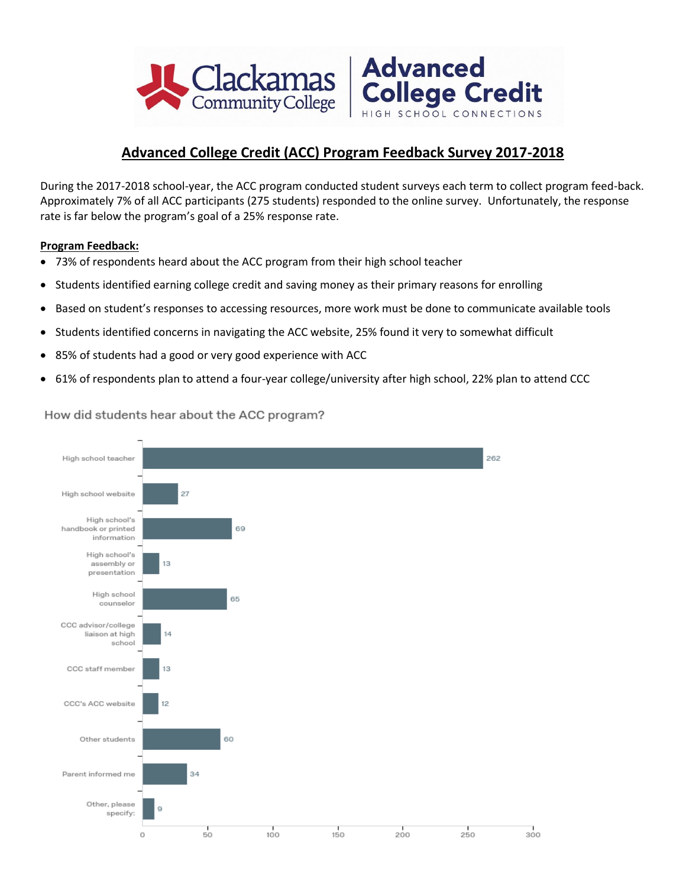# Advanced College Credit (ACC) Program Feedback Survey 2017-2018

During the 2017-2018 school-year, the ACC program conducted student surveys each term to collect program feed-back. Approximately 7% of all ACC participants (275 students) responded to the online survey. Unfortunately, the response rate is far below the program's goal of a 25% response rate.

**Program Feedback:**

- 73% of respondents heard about the ACC program from their high school teacher
- Students identified earning college credit and saving money as their primary reasons for enrolling
- Based on student's responses to accessing resources, more work must be done to communicate available tools
- Students identified concerns in navigating the ACC website, 25% found it very to somewhat difficult
- 85% of students had a good or very good experience with ACC
- 61% of respondents plan to attend a four-year college/university after high school, 22% plan to attend CCC

How did students hear about the ACC program?

| Source | Responses |
|---|---|
| High school teacher | 262 |
| High school website | 27 |
| High school's handbook or printed information | 69 |
| High school's assembly or presentation | 13 |
| High school counselor | 65 |
| CCC advisor/college liaison at high school | 14 |
| CCC staff member | 13 |
| CCC's ACC website | 12 |
| Other students | 60 |
| Parent informed me | 34 |
| Other, please specify: | 9 |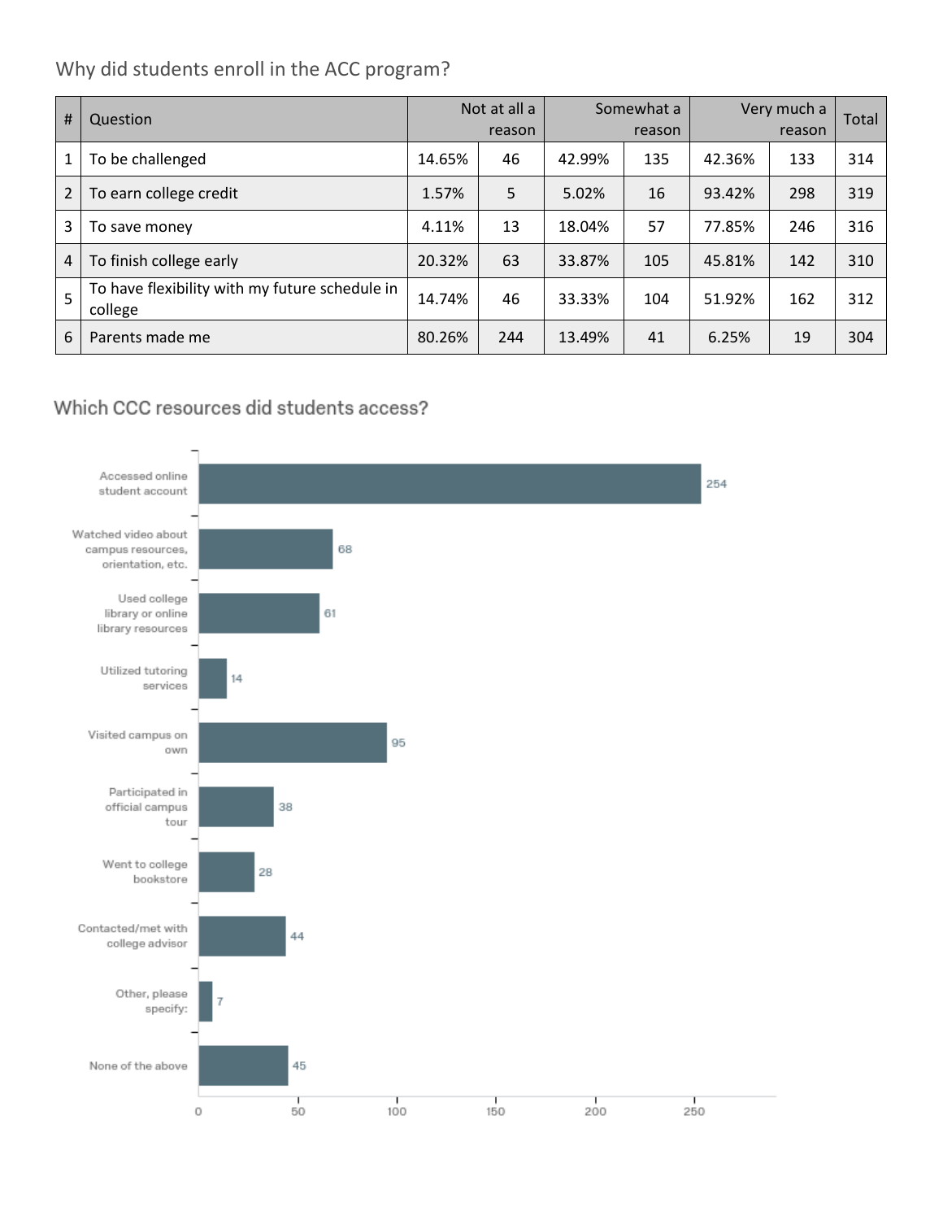## Why did students enroll in the ACC program?

| # | Question | Not at all a reason | | Somewhat a reason | | Very much a reason | | Total |
|---|---|---|---|---|---|---|---|---|
| 1 | To be challenged | 14.65% | 46 | 42.99% | 135 | 42.36% | 133 | 314 |
| 2 | To earn college credit | 1.57% | 5 | 5.02% | 16 | 93.42% | 298 | 319 |
| 3 | To save money | 4.11% | 13 | 18.04% | 57 | 77.85% | 246 | 316 |
| 4 | To finish college early | 20.32% | 63 | 33.87% | 105 | 45.81% | 142 | 310 |
| 5 | To have flexibility with my future schedule in college | 14.74% | 46 | 33.33% | 104 | 51.92% | 162 | 312 |
| 6 | Parents made me | 80.26% | 244 | 13.49% | 41 | 6.25% | 19 | 304 |

## Which CCC resources did students access?

| Resource | Count |
|---|---|
| Accessed online student account | 254 |
| Watched video about campus resources, orientation, etc. | 68 |
| Used college library or online library resources | 61 |
| Utilized tutoring services | 14 |
| Visited campus on own | 95 |
| Participated in official campus tour | 38 |
| Went to college bookstore | 28 |
| Contacted/met with college advisor | 44 |
| Other, please specify: | 7 |
| None of the above | 45 |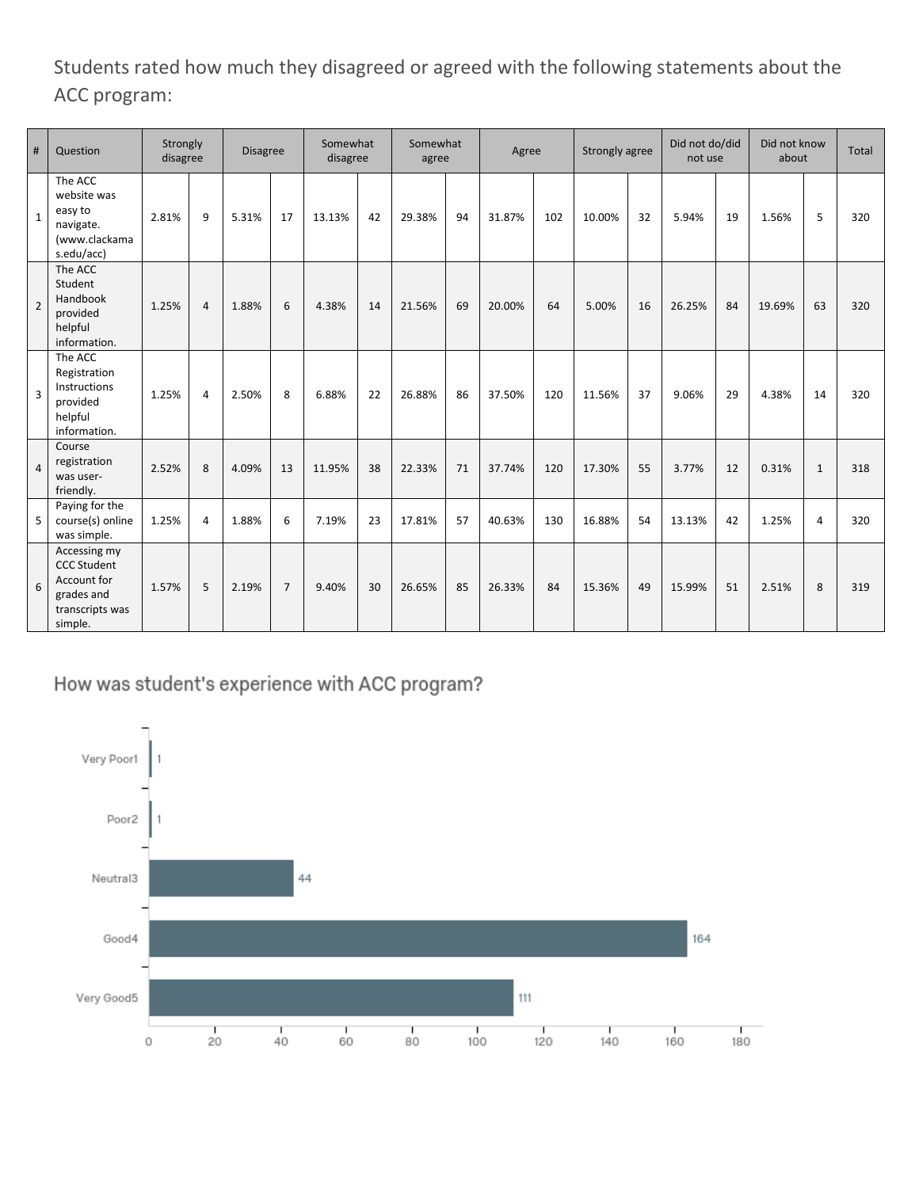Students rated how much they disagreed or agreed with the following statements about the ACC program:

| # | Question | Strongly disagree | | Disagree | | Somewhat disagree | | Somewhat agree | | Agree | | Strongly agree | | Did not do/did not use | | Did not know about | | Total |
|---|---|---|---|---|---|---|---|---|---|---|---|---|---|---|---|---|---|---|
| 1 | The ACC website was easy to navigate. (www.clackamas.edu/acc) | 2.81% | 9 | 5.31% | 17 | 13.13% | 42 | 29.38% | 94 | 31.87% | 102 | 10.00% | 32 | 5.94% | 19 | 1.56% | 5 | 320 |
| 2 | The ACC Student Handbook provided helpful information. | 1.25% | 4 | 1.88% | 6 | 4.38% | 14 | 21.56% | 69 | 20.00% | 64 | 5.00% | 16 | 26.25% | 84 | 19.69% | 63 | 320 |
| 3 | The ACC Registration Instructions provided helpful information. | 1.25% | 4 | 2.50% | 8 | 6.88% | 22 | 26.88% | 86 | 37.50% | 120 | 11.56% | 37 | 9.06% | 29 | 4.38% | 14 | 320 |
| 4 | Course registration was user-friendly. | 2.52% | 8 | 4.09% | 13 | 11.95% | 38 | 22.33% | 71 | 37.74% | 120 | 17.30% | 55 | 3.77% | 12 | 0.31% | 1 | 318 |
| 5 | Paying for the course(s) online was simple. | 1.25% | 4 | 1.88% | 6 | 7.19% | 23 | 17.81% | 57 | 40.63% | 130 | 16.88% | 54 | 13.13% | 42 | 1.25% | 4 | 320 |
| 6 | Accessing my CCC Student Account for grades and transcripts was simple. | 1.57% | 5 | 2.19% | 7 | 9.40% | 30 | 26.65% | 85 | 26.33% | 84 | 15.36% | 49 | 15.99% | 51 | 2.51% | 8 | 319 |

## How was student's experience with ACC program?

| Rating | Count |
|---|---|
| Very Poor1 | 1 |
| Poor2 | 1 |
| Neutral3 | 44 |
| Good4 | 164 |
| Very Good5 | 111 |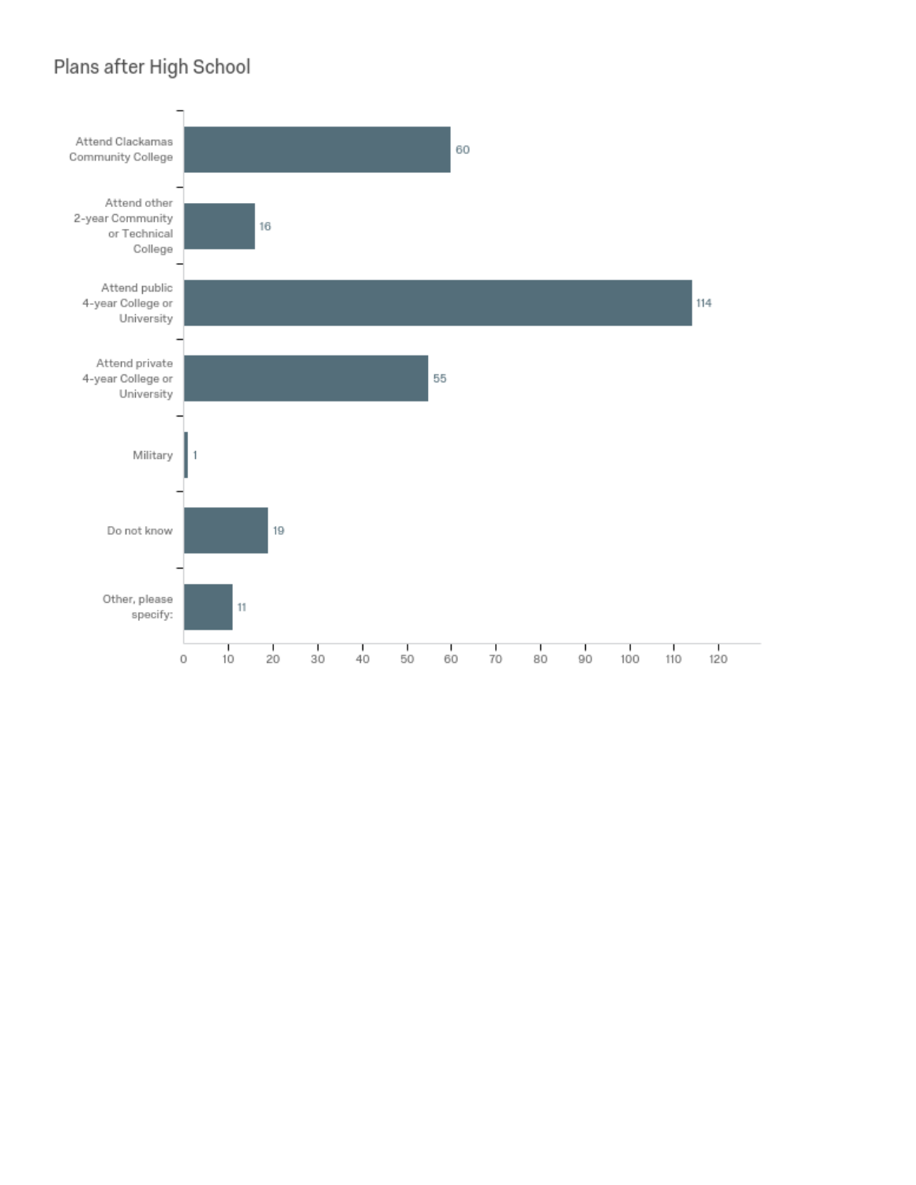## Plans after High School

| Plan | Count |
| --- | --- |
| Attend Clackamas Community College | 60 |
| Attend other 2-year Community or Technical College | 16 |
| Attend public 4-year College or University | 114 |
| Attend private 4-year College or University | 55 |
| Military | 1 |
| Do not know | 19 |
| Other, please specify: | 11 |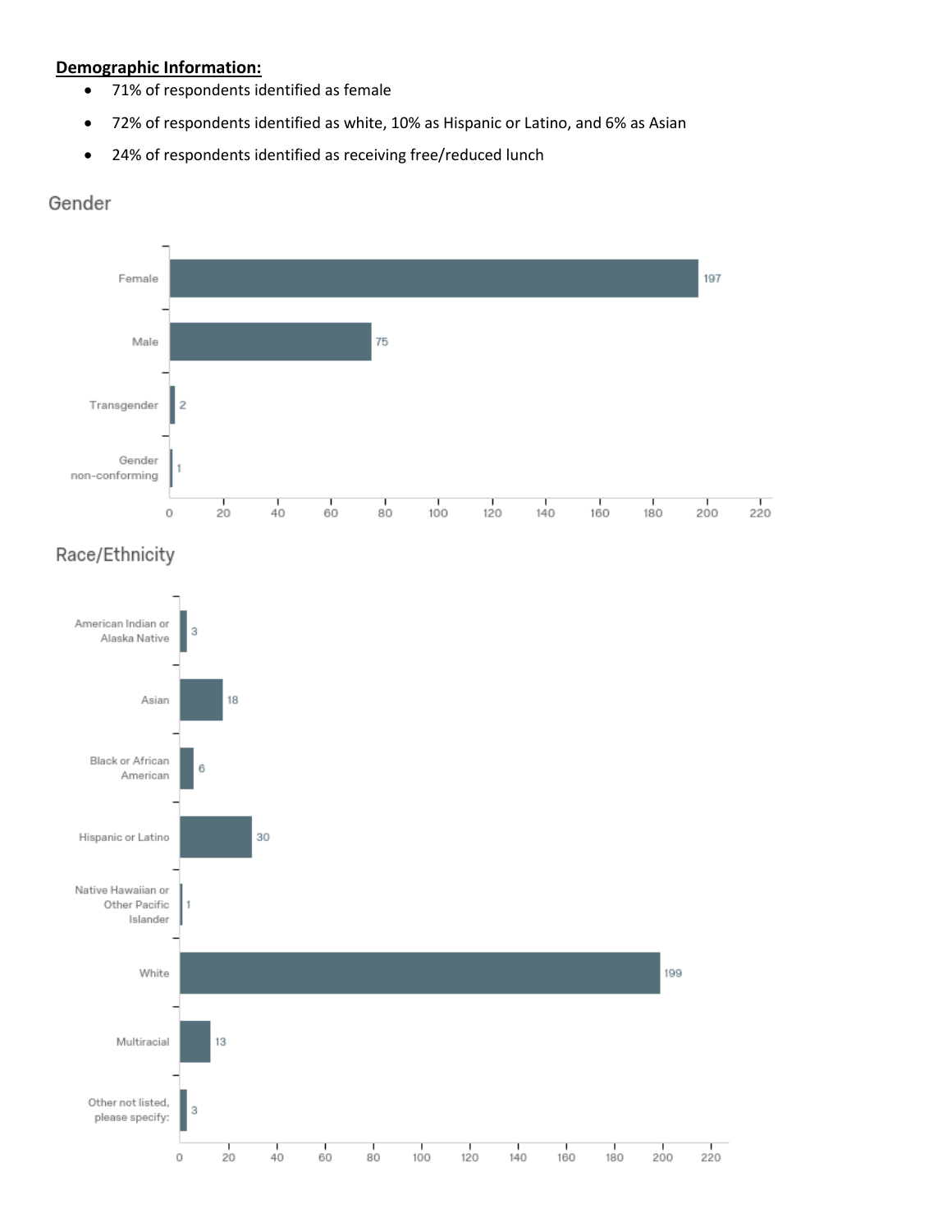**Demographic Information:**

- 71% of respondents identified as female
- 72% of respondents identified as white, 10% as Hispanic or Latino, and 6% as Asian
- 24% of respondents identified as receiving free/reduced lunch

Gender

Female 197

Male 75

Transgender 2

Gender non-conforming 1

0 20 40 60 80 100 120 140 160 180 200 220

Race/Ethnicity

American Indian or Alaska Native 3

Asian 18

Black or African American 6

Hispanic or Latino 30

Native Hawaiian or Other Pacific Islander 1

White 199

Multiracial 13

Other not listed, please specify: 3

0 20 40 60 80 100 120 140 160 180 200 220